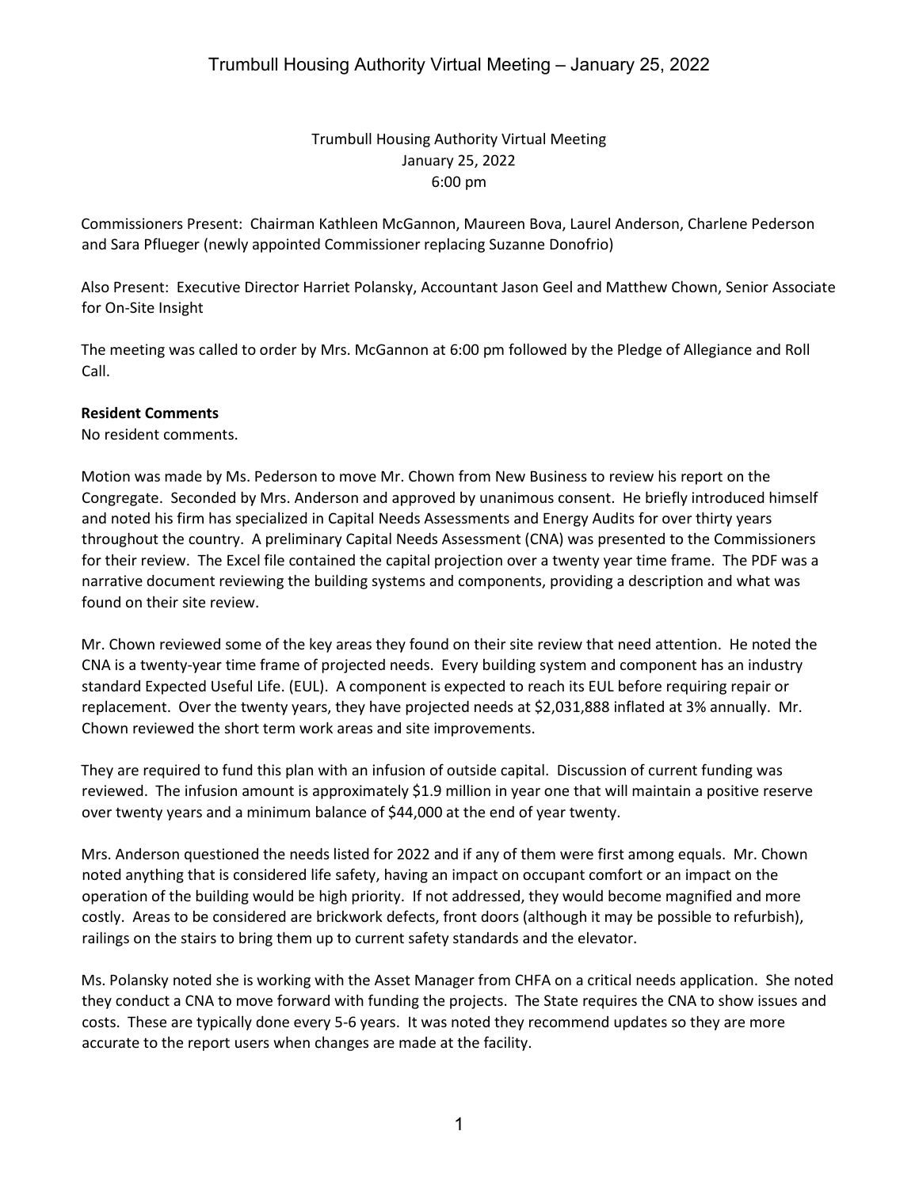Trumbull Housing Authority Virtual Meeting
January 25, 2022
6:00 pm

Commissioners Present: Chairman Kathleen McGannon, Maureen Bova, Laurel Anderson, Charlene Pederson and Sara Pflueger (newly appointed Commissioner replacing Suzanne Donofrio)

Also Present: Executive Director Harriet Polansky, Accountant Jason Geel and Matthew Chown, Senior Associate for On-Site Insight

The meeting was called to order by Mrs. McGannon at 6:00 pm followed by the Pledge of Allegiance and Roll Call.

**Resident Comments**
No resident comments.

Motion was made by Ms. Pederson to move Mr. Chown from New Business to review his report on the Congregate. Seconded by Mrs. Anderson and approved by unanimous consent. He briefly introduced himself and noted his firm has specialized in Capital Needs Assessments and Energy Audits for over thirty years throughout the country. A preliminary Capital Needs Assessment (CNA) was presented to the Commissioners for their review. The Excel file contained the capital projection over a twenty year time frame. The PDF was a narrative document reviewing the building systems and components, providing a description and what was found on their site review.

Mr. Chown reviewed some of the key areas they found on their site review that need attention. He noted the CNA is a twenty-year time frame of projected needs. Every building system and component has an industry standard Expected Useful Life. (EUL). A component is expected to reach its EUL before requiring repair or replacement. Over the twenty years, they have projected needs at $2,031,888 inflated at 3% annually. Mr. Chown reviewed the short term work areas and site improvements.

They are required to fund this plan with an infusion of outside capital. Discussion of current funding was reviewed. The infusion amount is approximately $1.9 million in year one that will maintain a positive reserve over twenty years and a minimum balance of $44,000 at the end of year twenty.

Mrs. Anderson questioned the needs listed for 2022 and if any of them were first among equals. Mr. Chown noted anything that is considered life safety, having an impact on occupant comfort or an impact on the operation of the building would be high priority. If not addressed, they would become magnified and more costly. Areas to be considered are brickwork defects, front doors (although it may be possible to refurbish), railings on the stairs to bring them up to current safety standards and the elevator.

Ms. Polansky noted she is working with the Asset Manager from CHFA on a critical needs application. She noted they conduct a CNA to move forward with funding the projects. The State requires the CNA to show issues and costs. These are typically done every 5-6 years. It was noted they recommend updates so they are more accurate to the report users when changes are made at the facility.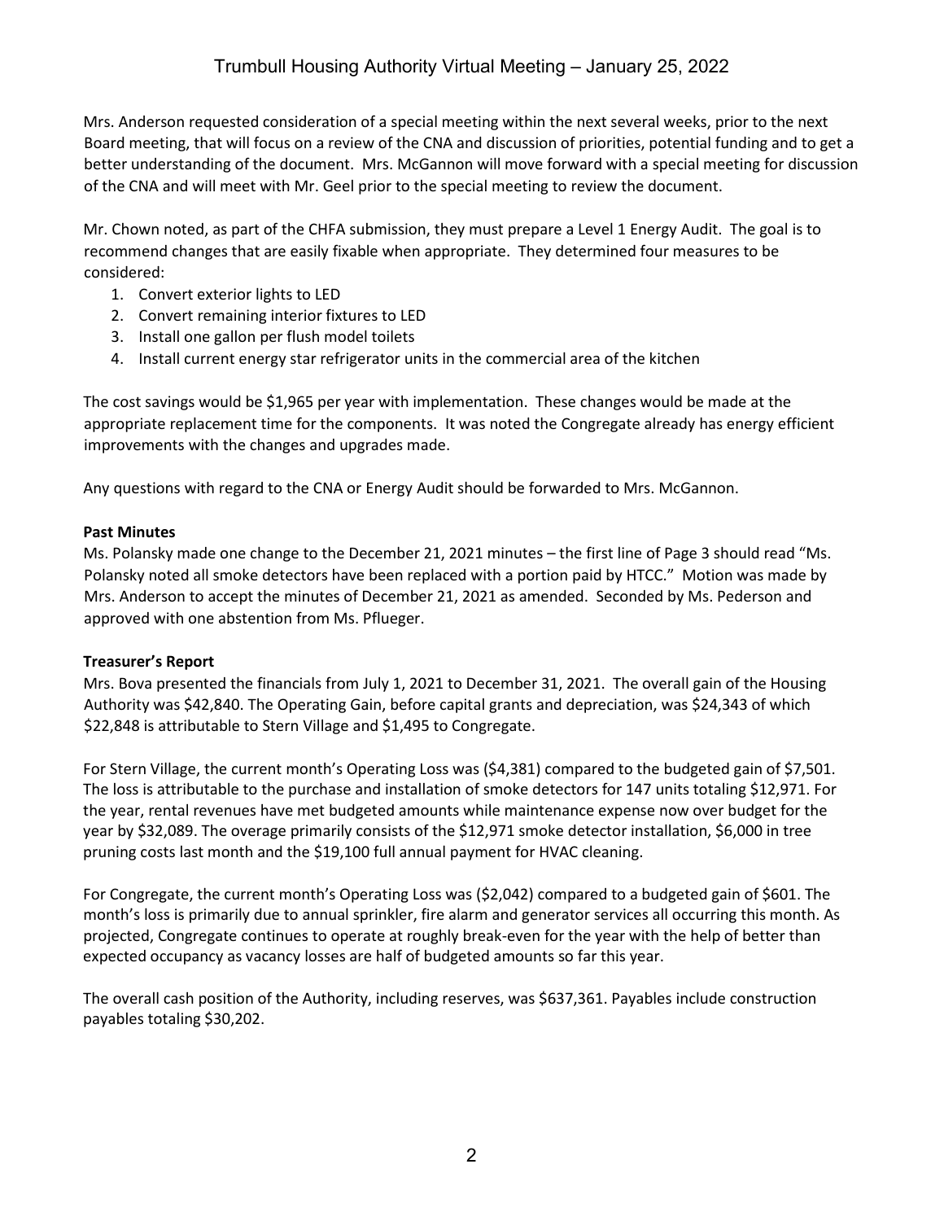Mrs. Anderson requested consideration of a special meeting within the next several weeks, prior to the next Board meeting, that will focus on a review of the CNA and discussion of priorities, potential funding and to get a better understanding of the document. Mrs. McGannon will move forward with a special meeting for discussion of the CNA and will meet with Mr. Geel prior to the special meeting to review the document.

Mr. Chown noted, as part of the CHFA submission, they must prepare a Level 1 Energy Audit. The goal is to recommend changes that are easily fixable when appropriate. They determined four measures to be considered:

1. Convert exterior lights to LED
2. Convert remaining interior fixtures to LED
3. Install one gallon per flush model toilets
4. Install current energy star refrigerator units in the commercial area of the kitchen

The cost savings would be $1,965 per year with implementation. These changes would be made at the appropriate replacement time for the components. It was noted the Congregate already has energy efficient improvements with the changes and upgrades made.

Any questions with regard to the CNA or Energy Audit should be forwarded to Mrs. McGannon.

**Past Minutes**

Ms. Polansky made one change to the December 21, 2021 minutes – the first line of Page 3 should read "Ms. Polansky noted all smoke detectors have been replaced with a portion paid by HTCC." Motion was made by Mrs. Anderson to accept the minutes of December 21, 2021 as amended. Seconded by Ms. Pederson and approved with one abstention from Ms. Pflueger.

**Treasurer's Report**

Mrs. Bova presented the financials from July 1, 2021 to December 31, 2021. The overall gain of the Housing Authority was $42,840. The Operating Gain, before capital grants and depreciation, was $24,343 of which $22,848 is attributable to Stern Village and $1,495 to Congregate.

For Stern Village, the current month's Operating Loss was ($4,381) compared to the budgeted gain of $7,501. The loss is attributable to the purchase and installation of smoke detectors for 147 units totaling $12,971. For the year, rental revenues have met budgeted amounts while maintenance expense now over budget for the year by $32,089. The overage primarily consists of the $12,971 smoke detector installation, $6,000 in tree pruning costs last month and the $19,100 full annual payment for HVAC cleaning.

For Congregate, the current month's Operating Loss was ($2,042) compared to a budgeted gain of $601. The month's loss is primarily due to annual sprinkler, fire alarm and generator services all occurring this month. As projected, Congregate continues to operate at roughly break-even for the year with the help of better than expected occupancy as vacancy losses are half of budgeted amounts so far this year.

The overall cash position of the Authority, including reserves, was $637,361. Payables include construction payables totaling $30,202.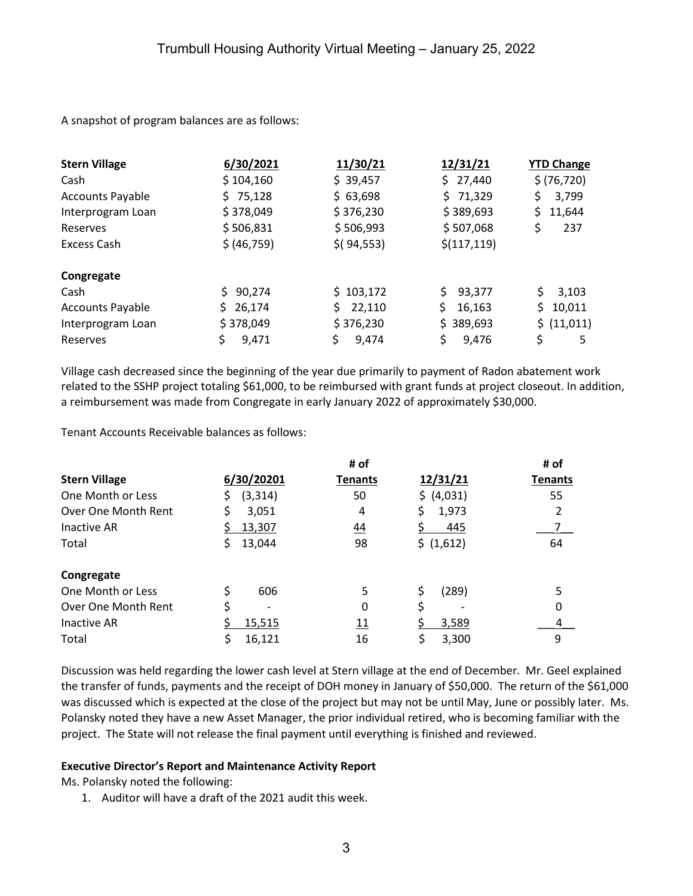A snapshot of program balances are as follows:

| **Stern Village** | 6/30/2021 | 11/30/21 | 12/31/21 | YTD Change |
|---|---|---|---|---|
| Cash | $ 104,160 | $ 39,457 | $ 27,440 | $ (76,720) |
| Accounts Payable | $ 75,128 | $ 63,698 | $ 71,329 | $ 3,799 |
| Interprogram Loan | $ 378,049 | $ 376,230 | $ 389,693 | $ 11,644 |
| Reserves | $ 506,831 | $ 506,993 | $ 507,068 | $ 237 |
| Excess Cash | $ (46,759) | $( 94,553) | $(117,119) | |
| **Congregate** | | | | |
| Cash | $ 90,274 | $ 103,172 | $ 93,377 | $ 3,103 |
| Accounts Payable | $ 26,174 | $ 22,110 | $ 16,163 | $ 10,011 |
| Interprogram Loan | $ 378,049 | $ 376,230 | $ 389,693 | $ (11,011) |
| Reserves | $ 9,471 | $ 9,474 | $ 9,476 | $ 5 |

Village cash decreased since the beginning of the year due primarily to payment of Radon abatement work related to the SSHP project totaling $61,000, to be reimbursed with grant funds at project closeout. In addition, a reimbursement was made from Congregate in early January 2022 of approximately $30,000.

Tenant Accounts Receivable balances as follows:

| **Stern Village** | 6/30/20201 | # of Tenants | 12/31/21 | # of Tenants |
|---|---|---|---|---|
| One Month or Less | $ (3,314) | 50 | $ (4,031) | 55 |
| Over One Month Rent | $ 3,051 | 4 | $ 1,973 | 2 |
| Inactive AR | $ 13,307 | 44 | $ 445 | 7 |
| Total | $ 13,044 | 98 | $ (1,612) | 64 |
| **Congregate** | | | | |
| One Month or Less | $ 606 | 5 | $ (289) | 5 |
| Over One Month Rent | $ - | 0 | $ - | 0 |
| Inactive AR | $ 15,515 | 11 | $ 3,589 | 4 |
| Total | $ 16,121 | 16 | $ 3,300 | 9 |

Discussion was held regarding the lower cash level at Stern village at the end of December. Mr. Geel explained the transfer of funds, payments and the receipt of DOH money in January of $50,000. The return of the $61,000 was discussed which is expected at the close of the project but may not be until May, June or possibly later. Ms. Polansky noted they have a new Asset Manager, the prior individual retired, who is becoming familiar with the project. The State will not release the final payment until everything is finished and reviewed.

**Executive Director's Report and Maintenance Activity Report**

Ms. Polansky noted the following:

1. Auditor will have a draft of the 2021 audit this week.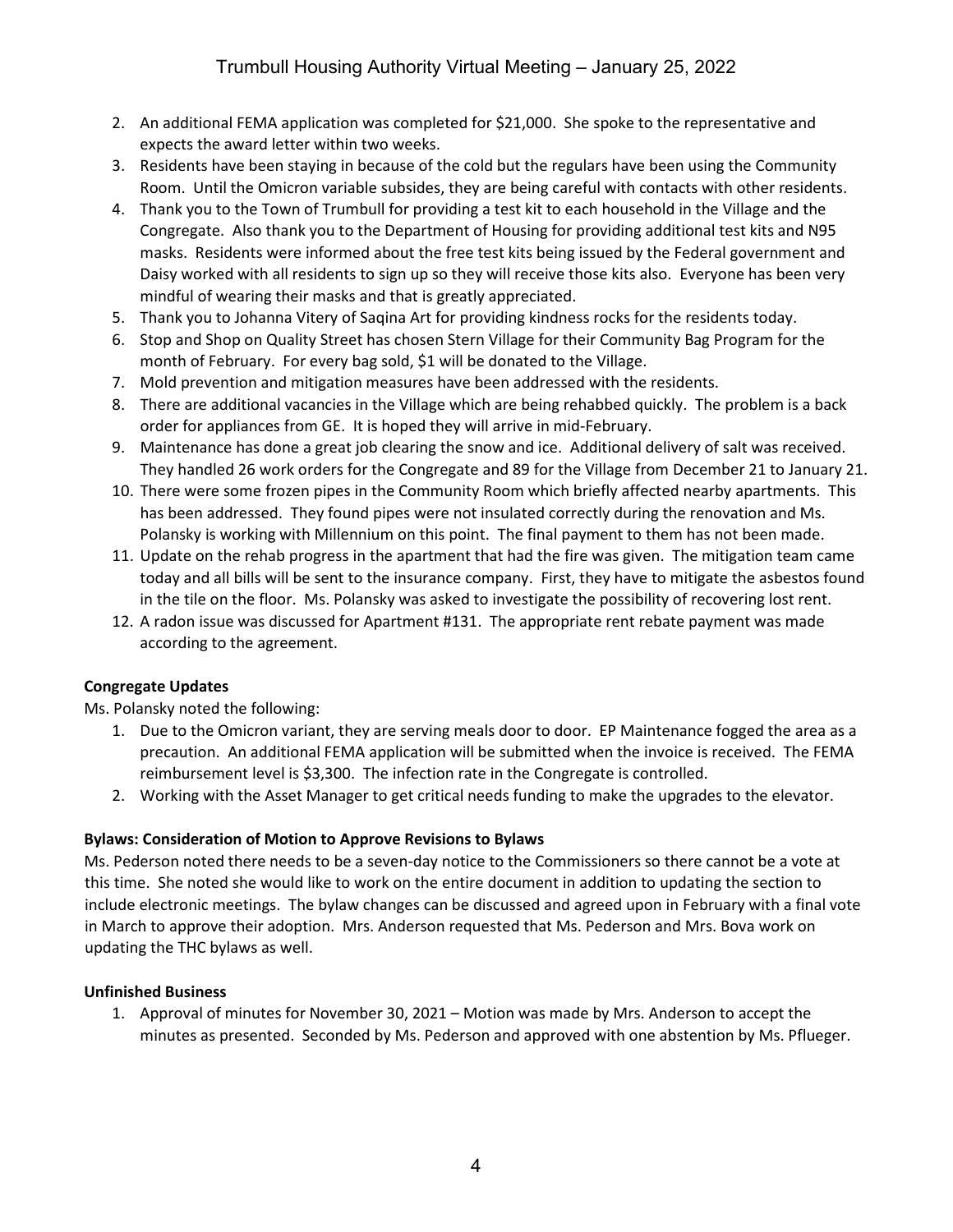2. An additional FEMA application was completed for $21,000. She spoke to the representative and expects the award letter within two weeks.
3. Residents have been staying in because of the cold but the regulars have been using the Community Room. Until the Omicron variable subsides, they are being careful with contacts with other residents.
4. Thank you to the Town of Trumbull for providing a test kit to each household in the Village and the Congregate. Also thank you to the Department of Housing for providing additional test kits and N95 masks. Residents were informed about the free test kits being issued by the Federal government and Daisy worked with all residents to sign up so they will receive those kits also. Everyone has been very mindful of wearing their masks and that is greatly appreciated.
5. Thank you to Johanna Vitery of Saqina Art for providing kindness rocks for the residents today.
6. Stop and Shop on Quality Street has chosen Stern Village for their Community Bag Program for the month of February. For every bag sold, $1 will be donated to the Village.
7. Mold prevention and mitigation measures have been addressed with the residents.
8. There are additional vacancies in the Village which are being rehabbed quickly. The problem is a back order for appliances from GE. It is hoped they will arrive in mid-February.
9. Maintenance has done a great job clearing the snow and ice. Additional delivery of salt was received. They handled 26 work orders for the Congregate and 89 for the Village from December 21 to January 21.
10. There were some frozen pipes in the Community Room which briefly affected nearby apartments. This has been addressed. They found pipes were not insulated correctly during the renovation and Ms. Polansky is working with Millennium on this point. The final payment to them has not been made.
11. Update on the rehab progress in the apartment that had the fire was given. The mitigation team came today and all bills will be sent to the insurance company. First, they have to mitigate the asbestos found in the tile on the floor. Ms. Polansky was asked to investigate the possibility of recovering lost rent.
12. A radon issue was discussed for Apartment #131. The appropriate rent rebate payment was made according to the agreement.

**Congregate Updates**

Ms. Polansky noted the following:

1. Due to the Omicron variant, they are serving meals door to door. EP Maintenance fogged the area as a precaution. An additional FEMA application will be submitted when the invoice is received. The FEMA reimbursement level is $3,300. The infection rate in the Congregate is controlled.
2. Working with the Asset Manager to get critical needs funding to make the upgrades to the elevator.

**Bylaws: Consideration of Motion to Approve Revisions to Bylaws**

Ms. Pederson noted there needs to be a seven-day notice to the Commissioners so there cannot be a vote at this time. She noted she would like to work on the entire document in addition to updating the section to include electronic meetings. The bylaw changes can be discussed and agreed upon in February with a final vote in March to approve their adoption. Mrs. Anderson requested that Ms. Pederson and Mrs. Bova work on updating the THC bylaws as well.

**Unfinished Business**

1. Approval of minutes for November 30, 2021 – Motion was made by Mrs. Anderson to accept the minutes as presented. Seconded by Ms. Pederson and approved with one abstention by Ms. Pflueger.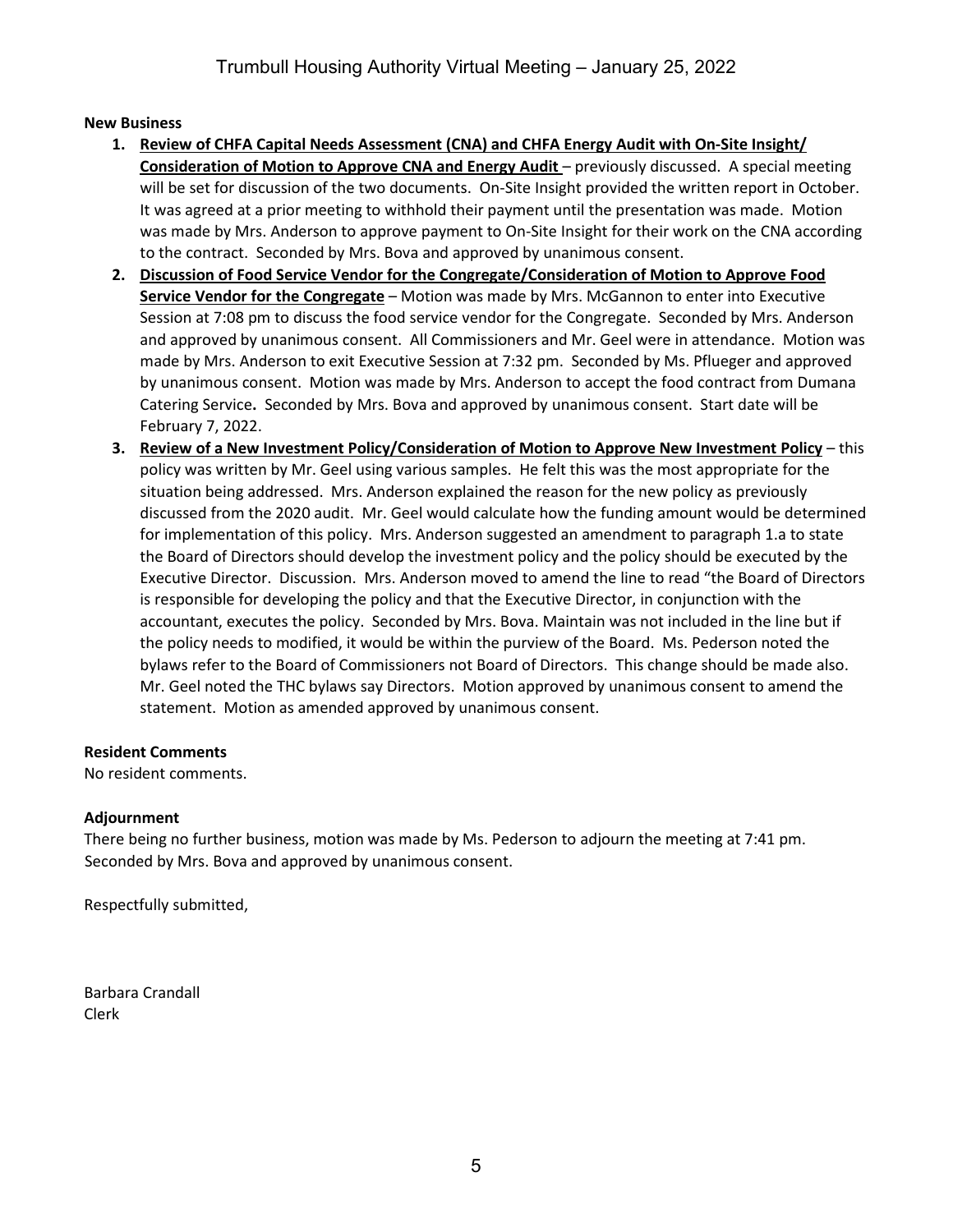**New Business**

1. **Review of CHFA Capital Needs Assessment (CNA) and CHFA Energy Audit with On-Site Insight/ Consideration of Motion to Approve CNA and Energy Audit** – previously discussed. A special meeting will be set for discussion of the two documents. On-Site Insight provided the written report in October. It was agreed at a prior meeting to withhold their payment until the presentation was made. Motion was made by Mrs. Anderson to approve payment to On-Site Insight for their work on the CNA according to the contract. Seconded by Mrs. Bova and approved by unanimous consent.
2. **Discussion of Food Service Vendor for the Congregate/Consideration of Motion to Approve Food Service Vendor for the Congregate** – Motion was made by Mrs. McGannon to enter into Executive Session at 7:08 pm to discuss the food service vendor for the Congregate. Seconded by Mrs. Anderson and approved by unanimous consent. All Commissioners and Mr. Geel were in attendance. Motion was made by Mrs. Anderson to exit Executive Session at 7:32 pm. Seconded by Ms. Pflueger and approved by unanimous consent. Motion was made by Mrs. Anderson to accept the food contract from Dumana Catering Service. Seconded by Mrs. Bova and approved by unanimous consent. Start date will be February 7, 2022.
3. **Review of a New Investment Policy/Consideration of Motion to Approve New Investment Policy** – this policy was written by Mr. Geel using various samples. He felt this was the most appropriate for the situation being addressed. Mrs. Anderson explained the reason for the new policy as previously discussed from the 2020 audit. Mr. Geel would calculate how the funding amount would be determined for implementation of this policy. Mrs. Anderson suggested an amendment to paragraph 1.a to state the Board of Directors should develop the investment policy and the policy should be executed by the Executive Director. Discussion. Mrs. Anderson moved to amend the line to read "the Board of Directors is responsible for developing the policy and that the Executive Director, in conjunction with the accountant, executes the policy. Seconded by Mrs. Bova. Maintain was not included in the line but if the policy needs to modified, it would be within the purview of the Board. Ms. Pederson noted the bylaws refer to the Board of Commissioners not Board of Directors. This change should be made also. Mr. Geel noted the THC bylaws say Directors. Motion approved by unanimous consent to amend the statement. Motion as amended approved by unanimous consent.

**Resident Comments**

No resident comments.

**Adjournment**

There being no further business, motion was made by Ms. Pederson to adjourn the meeting at 7:41 pm. Seconded by Mrs. Bova and approved by unanimous consent.

Respectfully submitted,

Barbara Crandall
Clerk